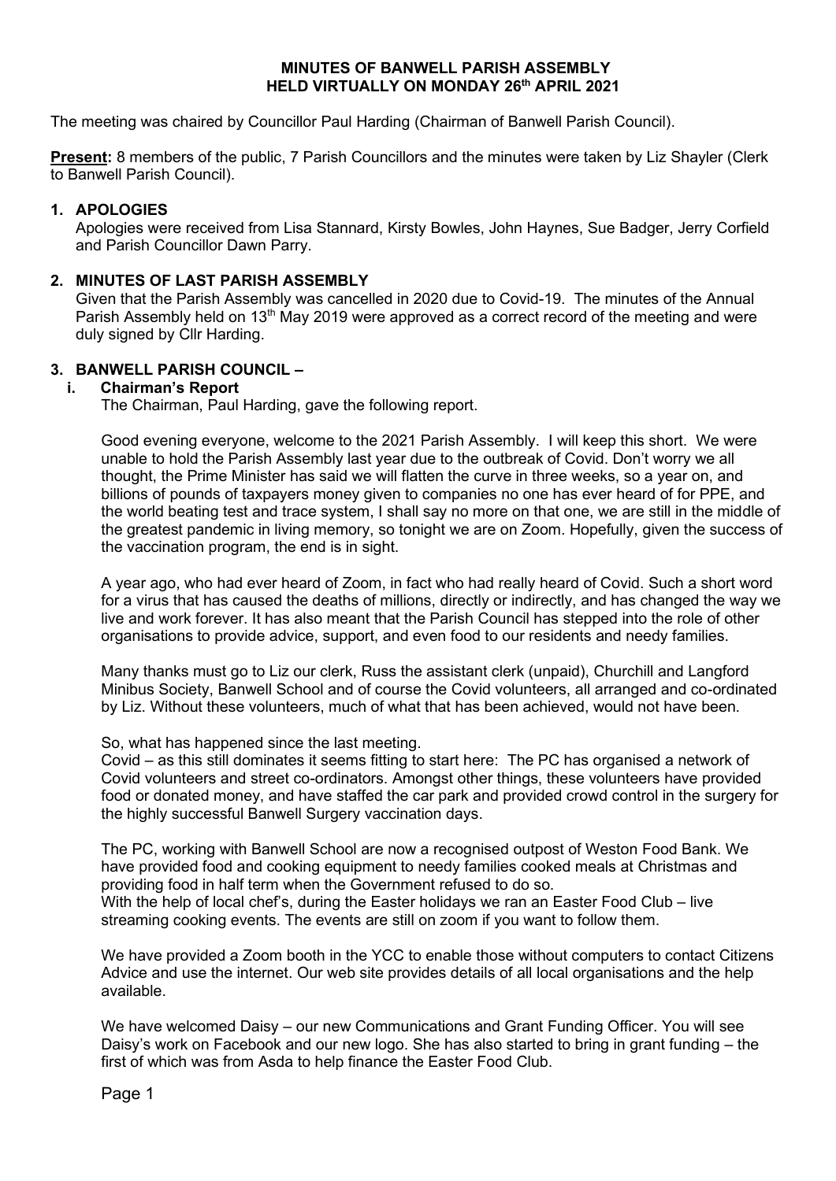# MINUTES OF BANWELL PARISH ASSEMBLY
## HELD VIRTUALLY ON MONDAY 26th APRIL 2021

The meeting was chaired by Councillor Paul Harding (Chairman of Banwell Parish Council).

**Present:** 8 members of the public, 7 Parish Councillors and the minutes were taken by Liz Shayler (Clerk to Banwell Parish Council).

### 1. APOLOGIES

Apologies were received from Lisa Stannard, Kirsty Bowles, John Haynes, Sue Badger, Jerry Corfield and Parish Councillor Dawn Parry.

### 2. MINUTES OF LAST PARISH ASSEMBLY

Given that the Parish Assembly was cancelled in 2020 due to Covid-19. The minutes of the Annual Parish Assembly held on 13th May 2019 were approved as a correct record of the meeting and were duly signed by Cllr Harding.

### 3. BANWELL PARISH COUNCIL –

#### i. Chairman's Report

The Chairman, Paul Harding, gave the following report.

Good evening everyone, welcome to the 2021 Parish Assembly. I will keep this short. We were unable to hold the Parish Assembly last year due to the outbreak of Covid. Don't worry we all thought, the Prime Minister has said we will flatten the curve in three weeks, so a year on, and billions of pounds of taxpayers money given to companies no one has ever heard of for PPE, and the world beating test and trace system, I shall say no more on that one, we are still in the middle of the greatest pandemic in living memory, so tonight we are on Zoom. Hopefully, given the success of the vaccination program, the end is in sight.

A year ago, who had ever heard of Zoom, in fact who had really heard of Covid. Such a short word for a virus that has caused the deaths of millions, directly or indirectly, and has changed the way we live and work forever. It has also meant that the Parish Council has stepped into the role of other organisations to provide advice, support, and even food to our residents and needy families.

Many thanks must go to Liz our clerk, Russ the assistant clerk (unpaid), Churchill and Langford Minibus Society, Banwell School and of course the Covid volunteers, all arranged and co-ordinated by Liz. Without these volunteers, much of what that has been achieved, would not have been.

So, what has happened since the last meeting.

Covid – as this still dominates it seems fitting to start here: The PC has organised a network of Covid volunteers and street co-ordinators. Amongst other things, these volunteers have provided food or donated money, and have staffed the car park and provided crowd control in the surgery for the highly successful Banwell Surgery vaccination days.

The PC, working with Banwell School are now a recognised outpost of Weston Food Bank. We have provided food and cooking equipment to needy families cooked meals at Christmas and providing food in half term when the Government refused to do so.

With the help of local chef's, during the Easter holidays we ran an Easter Food Club – live streaming cooking events. The events are still on zoom if you want to follow them.

We have provided a Zoom booth in the YCC to enable those without computers to contact Citizens Advice and use the internet. Our web site provides details of all local organisations and the help available.

We have welcomed Daisy – our new Communications and Grant Funding Officer. You will see Daisy's work on Facebook and our new logo. She has also started to bring in grant funding – the first of which was from Asda to help finance the Easter Food Club.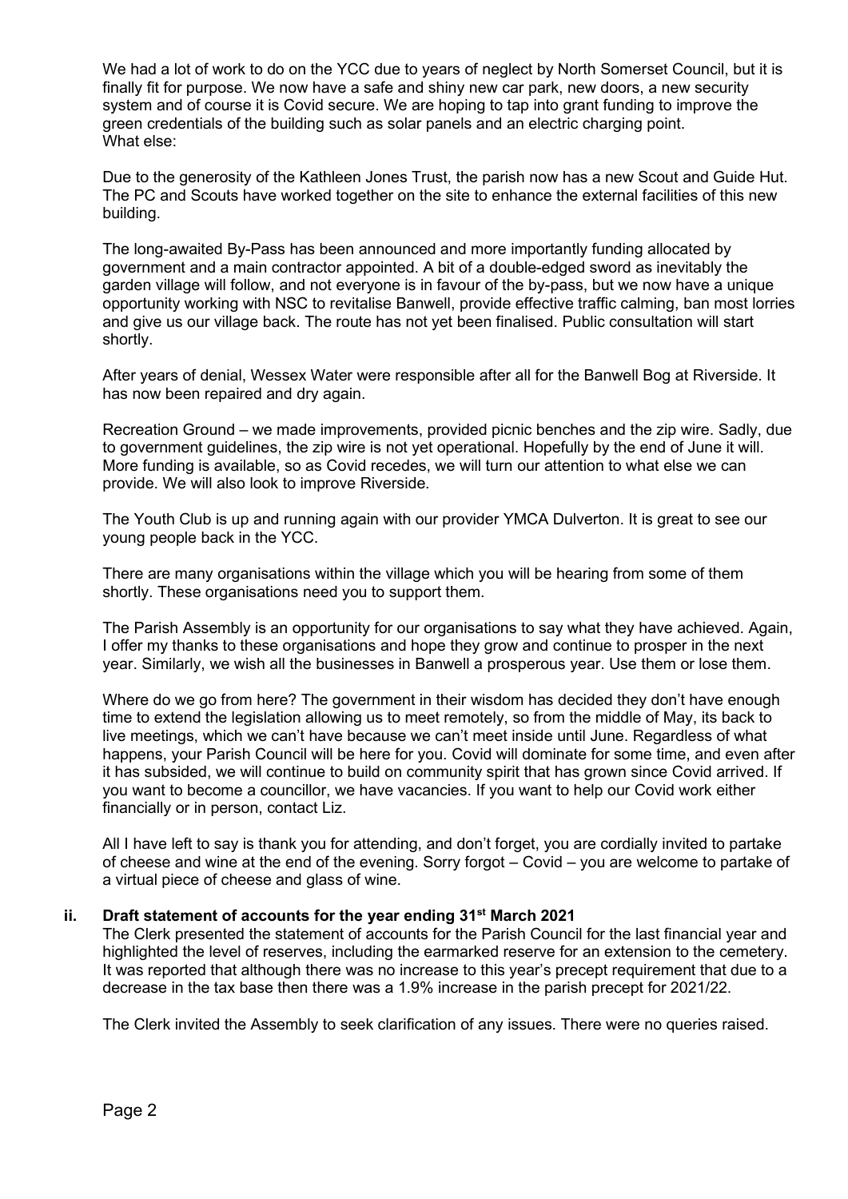We had a lot of work to do on the YCC due to years of neglect by North Somerset Council, but it is finally fit for purpose. We now have a safe and shiny new car park, new doors, a new security system and of course it is Covid secure. We are hoping to tap into grant funding to improve the green credentials of the building such as solar panels and an electric charging point.
What else:

Due to the generosity of the Kathleen Jones Trust, the parish now has a new Scout and Guide Hut. The PC and Scouts have worked together on the site to enhance the external facilities of this new building.

The long-awaited By-Pass has been announced and more importantly funding allocated by government and a main contractor appointed. A bit of a double-edged sword as inevitably the garden village will follow, and not everyone is in favour of the by-pass, but we now have a unique opportunity working with NSC to revitalise Banwell, provide effective traffic calming, ban most lorries and give us our village back. The route has not yet been finalised. Public consultation will start shortly.

After years of denial, Wessex Water were responsible after all for the Banwell Bog at Riverside. It has now been repaired and dry again.

Recreation Ground – we made improvements, provided picnic benches and the zip wire. Sadly, due to government guidelines, the zip wire is not yet operational. Hopefully by the end of June it will. More funding is available, so as Covid recedes, we will turn our attention to what else we can provide. We will also look to improve Riverside.

The Youth Club is up and running again with our provider YMCA Dulverton. It is great to see our young people back in the YCC.

There are many organisations within the village which you will be hearing from some of them shortly. These organisations need you to support them.

The Parish Assembly is an opportunity for our organisations to say what they have achieved. Again, I offer my thanks to these organisations and hope they grow and continue to prosper in the next year. Similarly, we wish all the businesses in Banwell a prosperous year. Use them or lose them.

Where do we go from here? The government in their wisdom has decided they don't have enough time to extend the legislation allowing us to meet remotely, so from the middle of May, its back to live meetings, which we can't have because we can't meet inside until June. Regardless of what happens, your Parish Council will be here for you. Covid will dominate for some time, and even after it has subsided, we will continue to build on community spirit that has grown since Covid arrived. If you want to become a councillor, we have vacancies. If you want to help our Covid work either financially or in person, contact Liz.

All I have left to say is thank you for attending, and don't forget, you are cordially invited to partake of cheese and wine at the end of the evening. Sorry forgot – Covid – you are welcome to partake of a virtual piece of cheese and glass of wine.

**ii. Draft statement of accounts for the year ending 31st March 2021**

The Clerk presented the statement of accounts for the Parish Council for the last financial year and highlighted the level of reserves, including the earmarked reserve for an extension to the cemetery. It was reported that although there was no increase to this year's precept requirement that due to a decrease in the tax base then there was a 1.9% increase in the parish precept for 2021/22.

The Clerk invited the Assembly to seek clarification of any issues. There were no queries raised.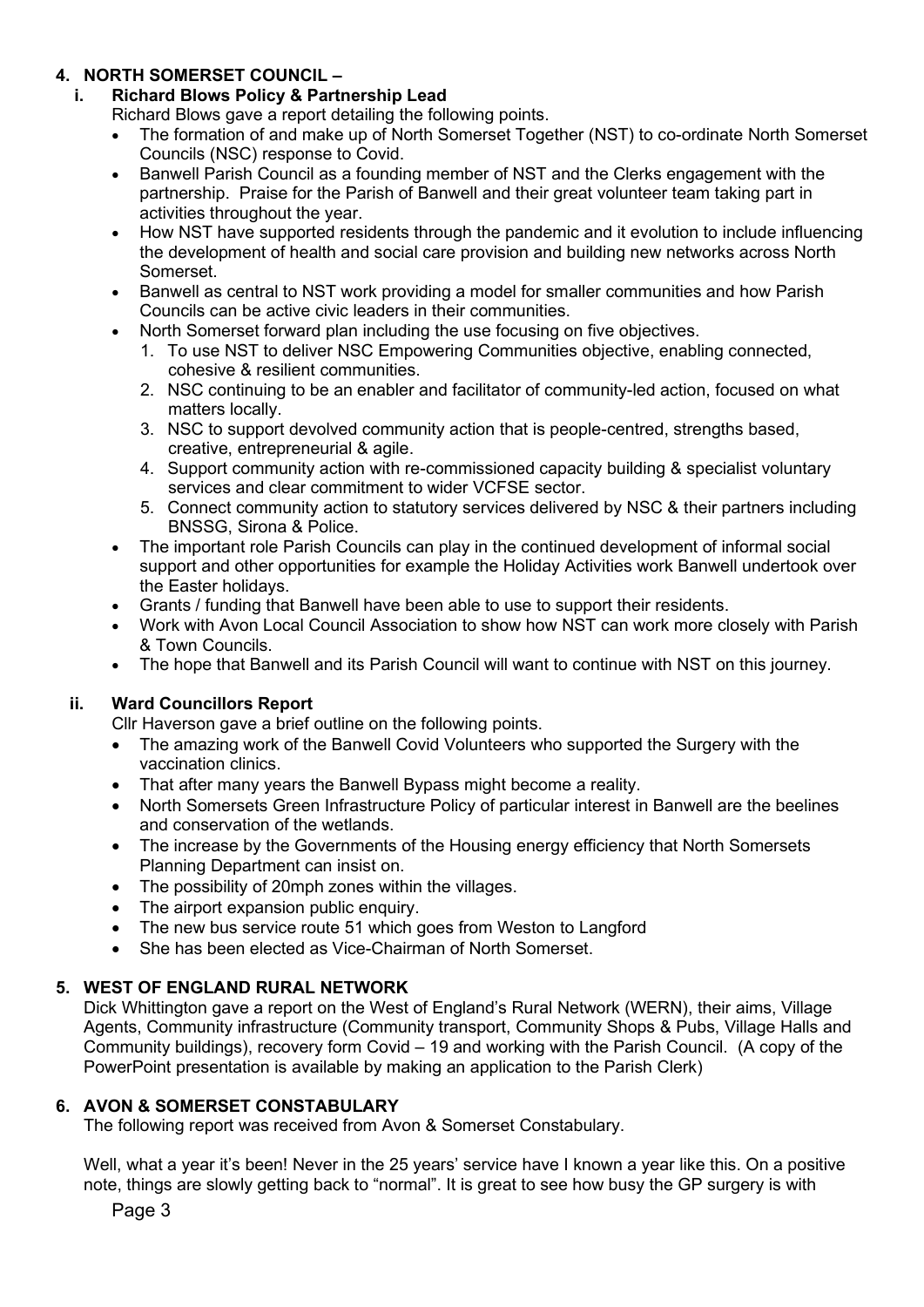## 4. NORTH SOMERSET COUNCIL –

### i. Richard Blows Policy & Partnership Lead

Richard Blows gave a report detailing the following points.

- The formation of and make up of North Somerset Together (NST) to co-ordinate North Somerset Councils (NSC) response to Covid.
- Banwell Parish Council as a founding member of NST and the Clerks engagement with the partnership. Praise for the Parish of Banwell and their great volunteer team taking part in activities throughout the year.
- How NST have supported residents through the pandemic and it evolution to include influencing the development of health and social care provision and building new networks across North Somerset.
- Banwell as central to NST work providing a model for smaller communities and how Parish Councils can be active civic leaders in their communities.
- North Somerset forward plan including the use focusing on five objectives.
  1. To use NST to deliver NSC Empowering Communities objective, enabling connected, cohesive & resilient communities.
  2. NSC continuing to be an enabler and facilitator of community-led action, focused on what matters locally.
  3. NSC to support devolved community action that is people-centred, strengths based, creative, entrepreneurial & agile.
  4. Support community action with re-commissioned capacity building & specialist voluntary services and clear commitment to wider VCFSE sector.
  5. Connect community action to statutory services delivered by NSC & their partners including BNSSG, Sirona & Police.
- The important role Parish Councils can play in the continued development of informal social support and other opportunities for example the Holiday Activities work Banwell undertook over the Easter holidays.
- Grants / funding that Banwell have been able to use to support their residents.
- Work with Avon Local Council Association to show how NST can work more closely with Parish & Town Councils.
- The hope that Banwell and its Parish Council will want to continue with NST on this journey.

### ii. Ward Councillors Report

Cllr Haverson gave a brief outline on the following points.

- The amazing work of the Banwell Covid Volunteers who supported the Surgery with the vaccination clinics.
- That after many years the Banwell Bypass might become a reality.
- North Somersets Green Infrastructure Policy of particular interest in Banwell are the beelines and conservation of the wetlands.
- The increase by the Governments of the Housing energy efficiency that North Somersets Planning Department can insist on.
- The possibility of 20mph zones within the villages.
- The airport expansion public enquiry.
- The new bus service route 51 which goes from Weston to Langford
- She has been elected as Vice-Chairman of North Somerset.

## 5. WEST OF ENGLAND RURAL NETWORK

Dick Whittington gave a report on the West of England's Rural Network (WERN), their aims, Village Agents, Community infrastructure (Community transport, Community Shops & Pubs, Village Halls and Community buildings), recovery form Covid – 19 and working with the Parish Council. (A copy of the PowerPoint presentation is available by making an application to the Parish Clerk)

## 6. AVON & SOMERSET CONSTABULARY

The following report was received from Avon & Somerset Constabulary.

Well, what a year it's been! Never in the 25 years' service have I known a year like this. On a positive note, things are slowly getting back to "normal". It is great to see how busy the GP surgery is with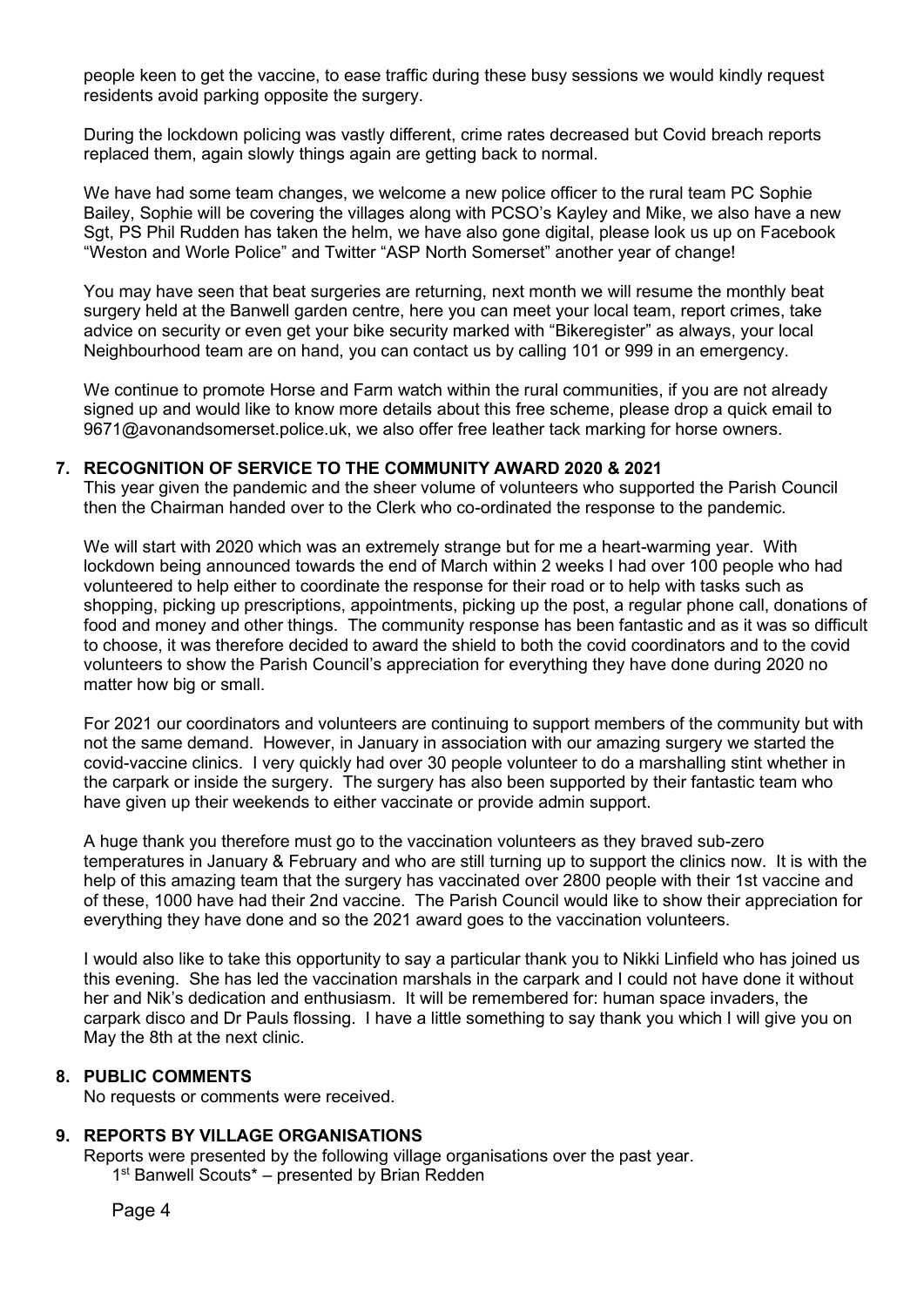people keen to get the vaccine, to ease traffic during these busy sessions we would kindly request residents avoid parking opposite the surgery.

During the lockdown policing was vastly different, crime rates decreased but Covid breach reports replaced them, again slowly things again are getting back to normal.

We have had some team changes, we welcome a new police officer to the rural team PC Sophie Bailey, Sophie will be covering the villages along with PCSO's Kayley and Mike, we also have a new Sgt, PS Phil Rudden has taken the helm, we have also gone digital, please look us up on Facebook "Weston and Worle Police" and Twitter "ASP North Somerset" another year of change!

You may have seen that beat surgeries are returning, next month we will resume the monthly beat surgery held at the Banwell garden centre, here you can meet your local team, report crimes, take advice on security or even get your bike security marked with "Bikeregister" as always, your local Neighbourhood team are on hand, you can contact us by calling 101 or 999 in an emergency.

We continue to promote Horse and Farm watch within the rural communities, if you are not already signed up and would like to know more details about this free scheme, please drop a quick email to 9671@avonandsomerset.police.uk, we also offer free leather tack marking for horse owners.

## 7. RECOGNITION OF SERVICE TO THE COMMUNITY AWARD 2020 & 2021

This year given the pandemic and the sheer volume of volunteers who supported the Parish Council then the Chairman handed over to the Clerk who co-ordinated the response to the pandemic.

We will start with 2020 which was an extremely strange but for me a heart-warming year. With lockdown being announced towards the end of March within 2 weeks I had over 100 people who had volunteered to help either to coordinate the response for their road or to help with tasks such as shopping, picking up prescriptions, appointments, picking up the post, a regular phone call, donations of food and money and other things. The community response has been fantastic and as it was so difficult to choose, it was therefore decided to award the shield to both the covid coordinators and to the covid volunteers to show the Parish Council's appreciation for everything they have done during 2020 no matter how big or small.

For 2021 our coordinators and volunteers are continuing to support members of the community but with not the same demand. However, in January in association with our amazing surgery we started the covid-vaccine clinics. I very quickly had over 30 people volunteer to do a marshalling stint whether in the carpark or inside the surgery. The surgery has also been supported by their fantastic team who have given up their weekends to either vaccinate or provide admin support.

A huge thank you therefore must go to the vaccination volunteers as they braved sub-zero temperatures in January & February and who are still turning up to support the clinics now. It is with the help of this amazing team that the surgery has vaccinated over 2800 people with their 1st vaccine and of these, 1000 have had their 2nd vaccine. The Parish Council would like to show their appreciation for everything they have done and so the 2021 award goes to the vaccination volunteers.

I would also like to take this opportunity to say a particular thank you to Nikki Linfield who has joined us this evening. She has led the vaccination marshals in the carpark and I could not have done it without her and Nik's dedication and enthusiasm. It will be remembered for: human space invaders, the carpark disco and Dr Pauls flossing. I have a little something to say thank you which I will give you on May the 8th at the next clinic.

## 8. PUBLIC COMMENTS

No requests or comments were received.

## 9. REPORTS BY VILLAGE ORGANISATIONS

Reports were presented by the following village organisations over the past year.

1st Banwell Scouts* – presented by Brian Redden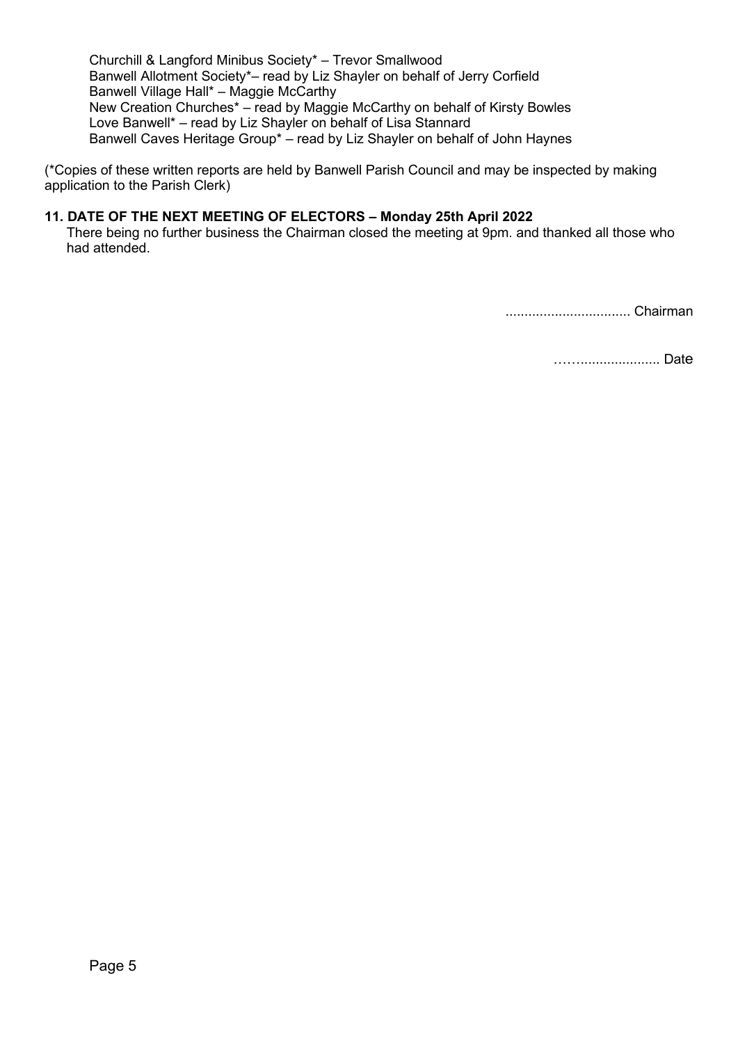Churchill & Langford Minibus Society* – Trevor Smallwood
Banwell Allotment Society*– read by Liz Shayler on behalf of Jerry Corfield
Banwell Village Hall* – Maggie McCarthy
New Creation Churches* – read by Maggie McCarthy on behalf of Kirsty Bowles
Love Banwell* – read by Liz Shayler on behalf of Lisa Stannard
Banwell Caves Heritage Group* – read by Liz Shayler on behalf of John Haynes

(*Copies of these written reports are held by Banwell Parish Council and may be inspected by making application to the Parish Clerk)

**11. DATE OF THE NEXT MEETING OF ELECTORS – Monday 25th April 2022**

There being no further business the Chairman closed the meeting at 9pm. and thanked all those who had attended.

................................ Chairman

……..................... Date